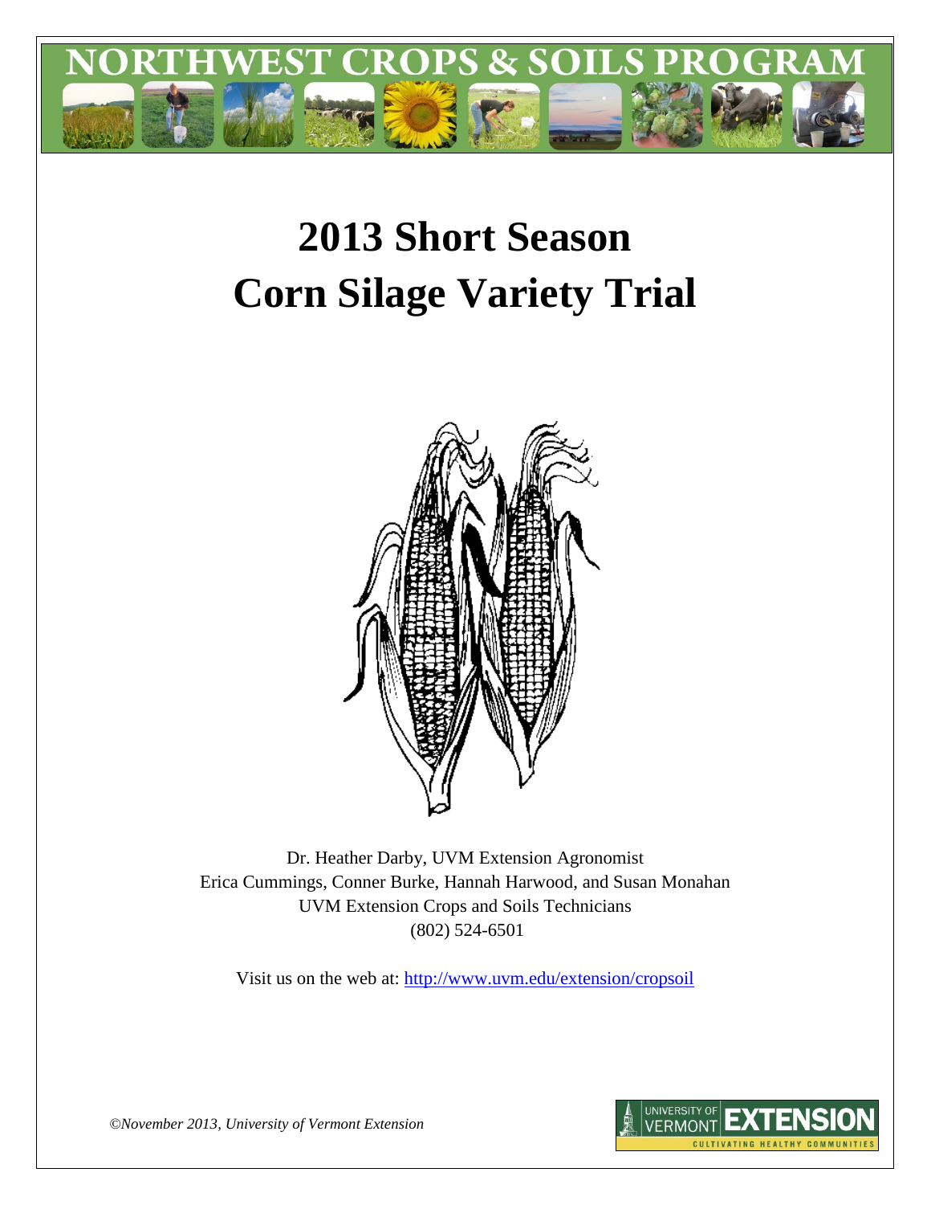NORTHWEST CROPS & SOILS PROGRAM

# 2013 Short Season Corn Silage Variety Trial

Dr. Heather Darby, UVM Extension Agronomist
Erica Cummings, Conner Burke, Hannah Harwood, and Susan Monahan
UVM Extension Crops and Soils Technicians
(802) 524-6501

Visit us on the web at: http://www.uvm.edu/extension/cropsoil

*©November 2013, University of Vermont Extension*

UNIVERSITY OF VERMONT EXTENSION
CULTIVATING HEALTHY COMMUNITIES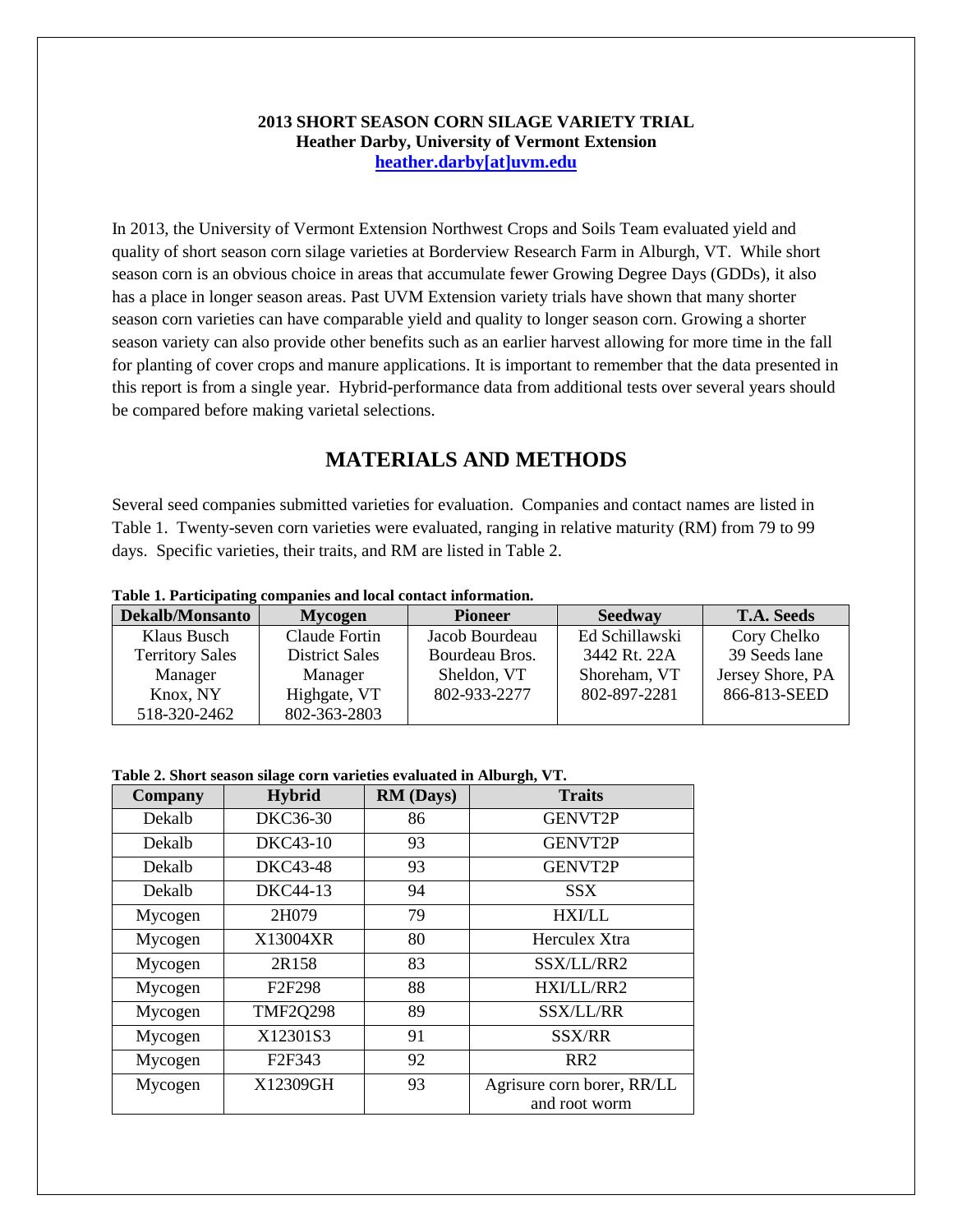**2013 SHORT SEASON CORN SILAGE VARIETY TRIAL**
**Heather Darby, University of Vermont Extension**
**heather.darby[at]uvm.edu**

In 2013, the University of Vermont Extension Northwest Crops and Soils Team evaluated yield and quality of short season corn silage varieties at Borderview Research Farm in Alburgh, VT. While short season corn is an obvious choice in areas that accumulate fewer Growing Degree Days (GDDs), it also has a place in longer season areas. Past UVM Extension variety trials have shown that many shorter season corn varieties can have comparable yield and quality to longer season corn. Growing a shorter season variety can also provide other benefits such as an earlier harvest allowing for more time in the fall for planting of cover crops and manure applications. It is important to remember that the data presented in this report is from a single year. Hybrid-performance data from additional tests over several years should be compared before making varietal selections.

## MATERIALS AND METHODS

Several seed companies submitted varieties for evaluation. Companies and contact names are listed in Table 1. Twenty-seven corn varieties were evaluated, ranging in relative maturity (RM) from 79 to 99 days. Specific varieties, their traits, and RM are listed in Table 2.

**Table 1. Participating companies and local contact information.**

| Dekalb/Monsanto | Mycogen | Pioneer | Seedway | T.A. Seeds |
|---|---|---|---|---|
| Klaus Busch | Claude Fortin | Jacob Bourdeau | Ed Schillawski | Cory Chelko |
| Territory Sales | District Sales | Bourdeau Bros. | 3442 Rt. 22A | 39 Seeds lane |
| Manager | Manager | Sheldon, VT | Shoreham, VT | Jersey Shore, PA |
| Knox, NY | Highgate, VT | 802-933-2277 | 802-897-2281 | 866-813-SEED |
| 518-320-2462 | 802-363-2803 | | | |

**Table 2. Short season silage corn varieties evaluated in Alburgh, VT.**

| Company | Hybrid | RM (Days) | Traits |
|---|---|---|---|
| Dekalb | DKC36-30 | 86 | GENVT2P |
| Dekalb | DKC43-10 | 93 | GENVT2P |
| Dekalb | DKC43-48 | 93 | GENVT2P |
| Dekalb | DKC44-13 | 94 | SSX |
| Mycogen | 2H079 | 79 | HXI/LL |
| Mycogen | X13004XR | 80 | Herculex Xtra |
| Mycogen | 2R158 | 83 | SSX/LL/RR2 |
| Mycogen | F2F298 | 88 | HXI/LL/RR2 |
| Mycogen | TMF2Q298 | 89 | SSX/LL/RR |
| Mycogen | X12301S3 | 91 | SSX/RR |
| Mycogen | F2F343 | 92 | RR2 |
| Mycogen | X12309GH | 93 | Agrisure corn borer, RR/LL and root worm |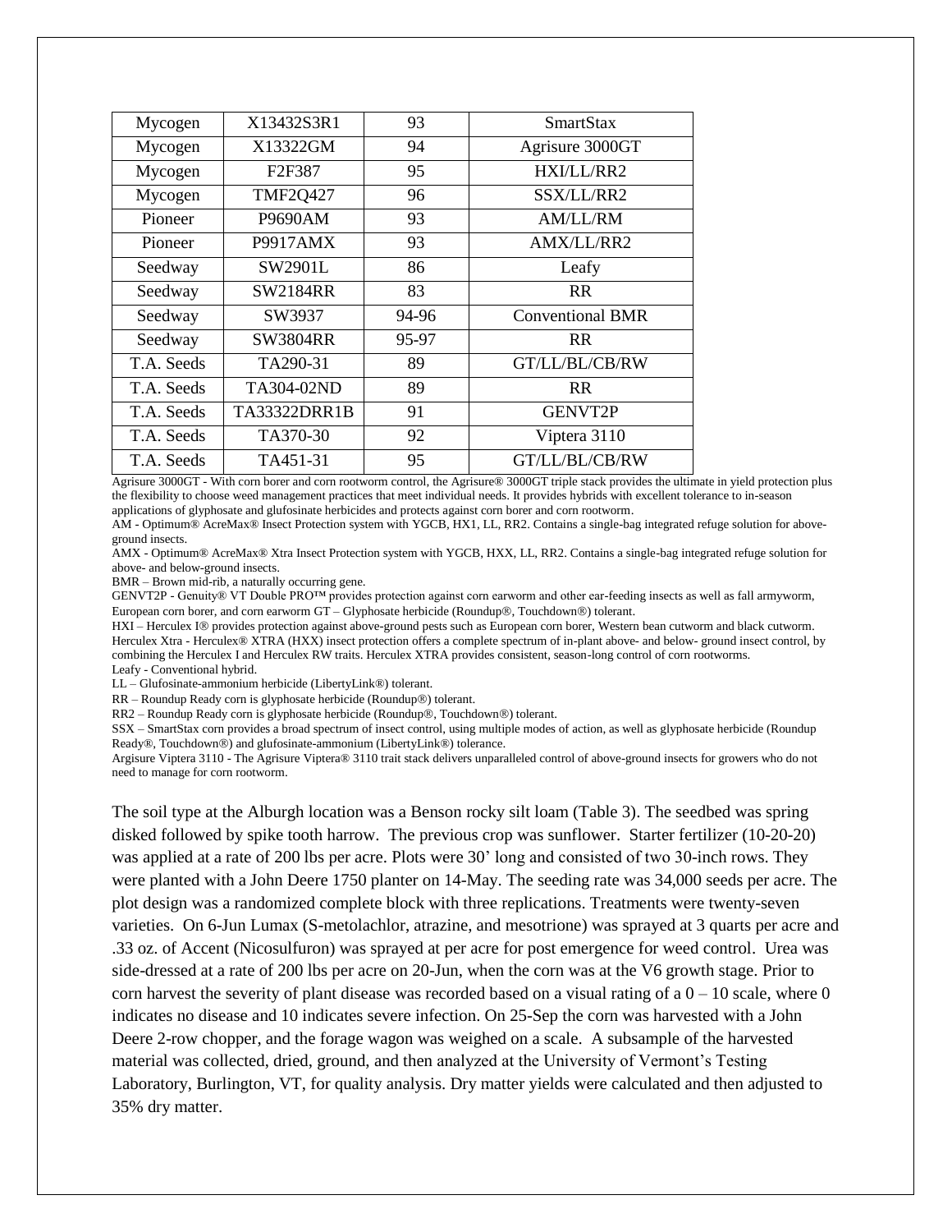| | | | |
|---|---|---|---|
| Mycogen | X13432S3R1 | 93 | SmartStax |
| Mycogen | X13322GM | 94 | Agrisure 3000GT |
| Mycogen | F2F387 | 95 | HXI/LL/RR2 |
| Mycogen | TMF2Q427 | 96 | SSX/LL/RR2 |
| Pioneer | P9690AM | 93 | AM/LL/RM |
| Pioneer | P9917AMX | 93 | AMX/LL/RR2 |
| Seedway | SW2901L | 86 | Leafy |
| Seedway | SW2184RR | 83 | RR |
| Seedway | SW3937 | 94-96 | Conventional BMR |
| Seedway | SW3804RR | 95-97 | RR |
| T.A. Seeds | TA290-31 | 89 | GT/LL/BL/CB/RW |
| T.A. Seeds | TA304-02ND | 89 | RR |
| T.A. Seeds | TA33322DRR1B | 91 | GENVT2P |
| T.A. Seeds | TA370-30 | 92 | Viptera 3110 |
| T.A. Seeds | TA451-31 | 95 | GT/LL/BL/CB/RW |

Agrisure 3000GT - With corn borer and corn rootworm control, the Agrisure® 3000GT triple stack provides the ultimate in yield protection plus the flexibility to choose weed management practices that meet individual needs. It provides hybrids with excellent tolerance to in-season applications of glyphosate and glufosinate herbicides and protects against corn borer and corn rootworm.
AM - Optimum® AcreMax® Insect Protection system with YGCB, HX1, LL, RR2. Contains a single-bag integrated refuge solution for above-ground insects.
AMX - Optimum® AcreMax® Xtra Insect Protection system with YGCB, HXX, LL, RR2. Contains a single-bag integrated refuge solution for above- and below-ground insects.
BMR – Brown mid-rib, a naturally occurring gene.
GENVT2P - Genuity® VT Double PRO™ provides protection against corn earworm and other ear-feeding insects as well as fall armyworm, European corn borer, and corn earworm GT – Glyphosate herbicide (Roundup®, Touchdown®) tolerant.
HXI – Herculex I® provides protection against above-ground pests such as European corn borer, Western bean cutworm and black cutworm. Herculex Xtra - Herculex® XTRA (HXX) insect protection offers a complete spectrum of in-plant above- and below- ground insect control, by combining the Herculex I and Herculex RW traits. Herculex XTRA provides consistent, season-long control of corn rootworms.
Leafy - Conventional hybrid.
LL – Glufosinate-ammonium herbicide (LibertyLink®) tolerant.
RR – Roundup Ready corn is glyphosate herbicide (Roundup®) tolerant.
RR2 – Roundup Ready corn is glyphosate herbicide (Roundup®, Touchdown®) tolerant.
SSX – SmartStax corn provides a broad spectrum of insect control, using multiple modes of action, as well as glyphosate herbicide (Roundup Ready®, Touchdown®) and glufosinate-ammonium (LibertyLink®) tolerance.
Argisure Viptera 3110 - The Agrisure Viptera® 3110 trait stack delivers unparalleled control of above-ground insects for growers who do not need to manage for corn rootworm.

The soil type at the Alburgh location was a Benson rocky silt loam (Table 3). The seedbed was spring disked followed by spike tooth harrow. The previous crop was sunflower. Starter fertilizer (10-20-20) was applied at a rate of 200 lbs per acre. Plots were 30' long and consisted of two 30-inch rows. They were planted with a John Deere 1750 planter on 14-May. The seeding rate was 34,000 seeds per acre. The plot design was a randomized complete block with three replications. Treatments were twenty-seven varieties. On 6-Jun Lumax (S-metolachlor, atrazine, and mesotrione) was sprayed at 3 quarts per acre and .33 oz. of Accent (Nicosulfuron) was sprayed at per acre for post emergence for weed control. Urea was side-dressed at a rate of 200 lbs per acre on 20-Jun, when the corn was at the V6 growth stage. Prior to corn harvest the severity of plant disease was recorded based on a visual rating of a 0 – 10 scale, where 0 indicates no disease and 10 indicates severe infection. On 25-Sep the corn was harvested with a John Deere 2-row chopper, and the forage wagon was weighed on a scale. A subsample of the harvested material was collected, dried, ground, and then analyzed at the University of Vermont's Testing Laboratory, Burlington, VT, for quality analysis. Dry matter yields were calculated and then adjusted to 35% dry matter.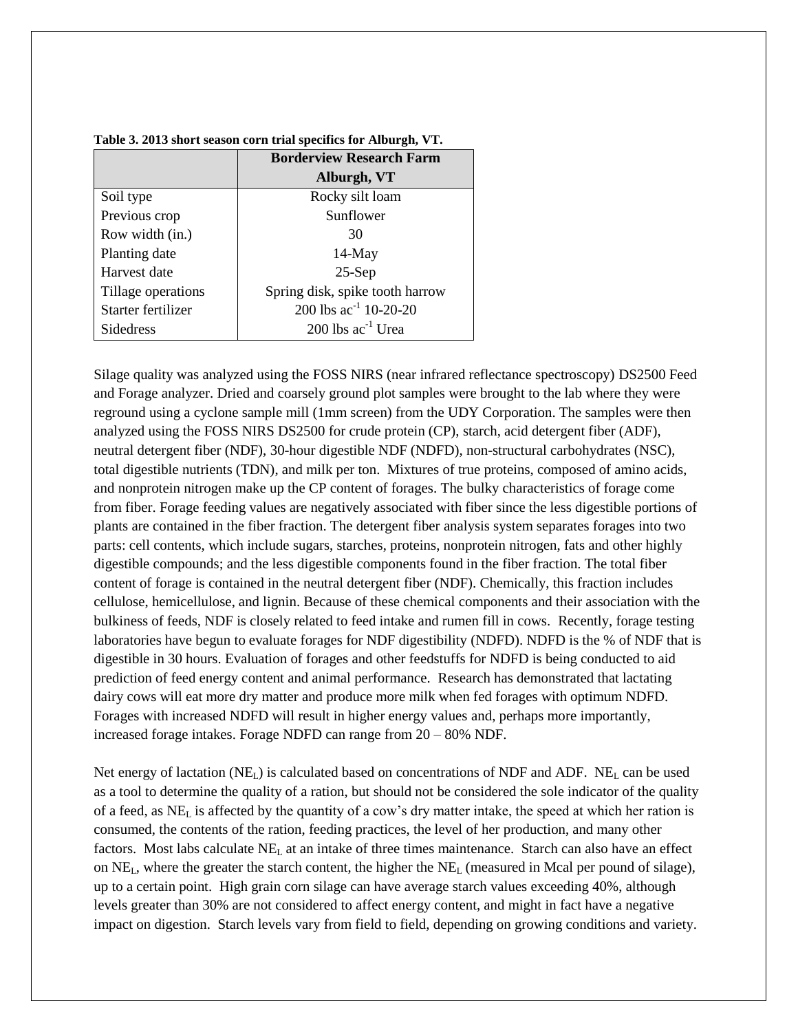**Table 3. 2013 short season corn trial specifics for Alburgh, VT.**

| | Borderview Research Farm Alburgh, VT |
|---|---|
| Soil type | Rocky silt loam |
| Previous crop | Sunflower |
| Row width (in.) | 30 |
| Planting date | 14-May |
| Harvest date | 25-Sep |
| Tillage operations | Spring disk, spike tooth harrow |
| Starter fertilizer | 200 lbs $ac^{-1}$ 10-20-20 |
| Sidedress | 200 lbs $ac^{-1}$ Urea |

Silage quality was analyzed using the FOSS NIRS (near infrared reflectance spectroscopy) DS2500 Feed and Forage analyzer. Dried and coarsely ground plot samples were brought to the lab where they were reground using a cyclone sample mill (1mm screen) from the UDY Corporation. The samples were then analyzed using the FOSS NIRS DS2500 for crude protein (CP), starch, acid detergent fiber (ADF), neutral detergent fiber (NDF), 30-hour digestible NDF (NDFD), non-structural carbohydrates (NSC), total digestible nutrients (TDN), and milk per ton. Mixtures of true proteins, composed of amino acids, and nonprotein nitrogen make up the CP content of forages. The bulky characteristics of forage come from fiber. Forage feeding values are negatively associated with fiber since the less digestible portions of plants are contained in the fiber fraction. The detergent fiber analysis system separates forages into two parts: cell contents, which include sugars, starches, proteins, nonprotein nitrogen, fats and other highly digestible compounds; and the less digestible components found in the fiber fraction. The total fiber content of forage is contained in the neutral detergent fiber (NDF). Chemically, this fraction includes cellulose, hemicellulose, and lignin. Because of these chemical components and their association with the bulkiness of feeds, NDF is closely related to feed intake and rumen fill in cows. Recently, forage testing laboratories have begun to evaluate forages for NDF digestibility (NDFD). NDFD is the % of NDF that is digestible in 30 hours. Evaluation of forages and other feedstuffs for NDFD is being conducted to aid prediction of feed energy content and animal performance. Research has demonstrated that lactating dairy cows will eat more dry matter and produce more milk when fed forages with optimum NDFD. Forages with increased NDFD will result in higher energy values and, perhaps more importantly, increased forage intakes. Forage NDFD can range from 20 – 80% NDF.

Net energy of lactation ($NE_L$) is calculated based on concentrations of NDF and ADF. $NE_L$ can be used as a tool to determine the quality of a ration, but should not be considered the sole indicator of the quality of a feed, as $NE_L$ is affected by the quantity of a cow's dry matter intake, the speed at which her ration is consumed, the contents of the ration, feeding practices, the level of her production, and many other factors. Most labs calculate $NE_L$ at an intake of three times maintenance. Starch can also have an effect on $NE_L$, where the greater the starch content, the higher the $NE_L$ (measured in Mcal per pound of silage), up to a certain point. High grain corn silage can have average starch values exceeding 40%, although levels greater than 30% are not considered to affect energy content, and might in fact have a negative impact on digestion. Starch levels vary from field to field, depending on growing conditions and variety.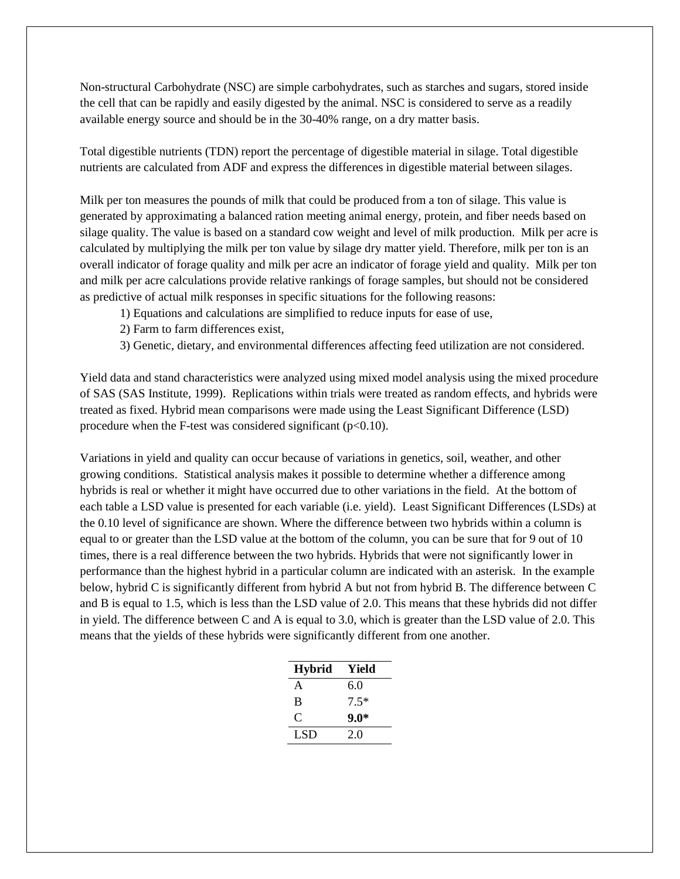Non-structural Carbohydrate (NSC) are simple carbohydrates, such as starches and sugars, stored inside the cell that can be rapidly and easily digested by the animal. NSC is considered to serve as a readily available energy source and should be in the 30-40% range, on a dry matter basis.

Total digestible nutrients (TDN) report the percentage of digestible material in silage. Total digestible nutrients are calculated from ADF and express the differences in digestible material between silages.

Milk per ton measures the pounds of milk that could be produced from a ton of silage. This value is generated by approximating a balanced ration meeting animal energy, protein, and fiber needs based on silage quality. The value is based on a standard cow weight and level of milk production. Milk per acre is calculated by multiplying the milk per ton value by silage dry matter yield. Therefore, milk per ton is an overall indicator of forage quality and milk per acre an indicator of forage yield and quality. Milk per ton and milk per acre calculations provide relative rankings of forage samples, but should not be considered as predictive of actual milk responses in specific situations for the following reasons:

1) Equations and calculations are simplified to reduce inputs for ease of use,
2) Farm to farm differences exist,
3) Genetic, dietary, and environmental differences affecting feed utilization are not considered.

Yield data and stand characteristics were analyzed using mixed model analysis using the mixed procedure of SAS (SAS Institute, 1999). Replications within trials were treated as random effects, and hybrids were treated as fixed. Hybrid mean comparisons were made using the Least Significant Difference (LSD) procedure when the F-test was considered significant ($p<0.10$).

Variations in yield and quality can occur because of variations in genetics, soil, weather, and other growing conditions. Statistical analysis makes it possible to determine whether a difference among hybrids is real or whether it might have occurred due to other variations in the field. At the bottom of each table a LSD value is presented for each variable (i.e. yield). Least Significant Differences (LSDs) at the 0.10 level of significance are shown. Where the difference between two hybrids within a column is equal to or greater than the LSD value at the bottom of the column, you can be sure that for 9 out of 10 times, there is a real difference between the two hybrids. Hybrids that were not significantly lower in performance than the highest hybrid in a particular column are indicated with an asterisk. In the example below, hybrid C is significantly different from hybrid A but not from hybrid B. The difference between C and B is equal to 1.5, which is less than the LSD value of 2.0. This means that these hybrids did not differ in yield. The difference between C and A is equal to 3.0, which is greater than the LSD value of 2.0. This means that the yields of these hybrids were significantly different from one another.

| **Hybrid** | **Yield** |
|---|---|
| A | 6.0 |
| B | 7.5* |
| C | **9.0*** |
| LSD | 2.0 |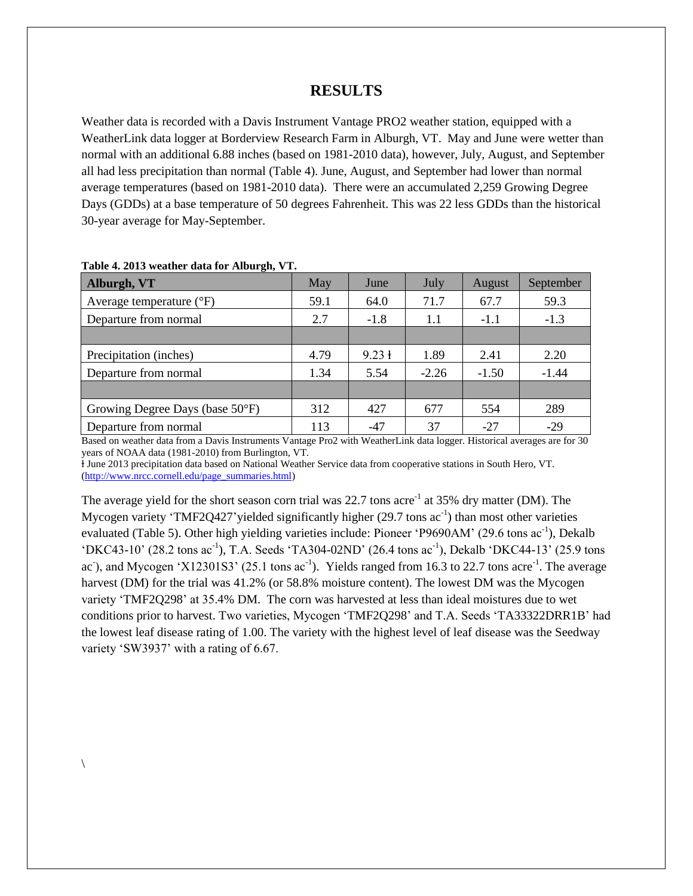# RESULTS

Weather data is recorded with a Davis Instrument Vantage PRO2 weather station, equipped with a WeatherLink data logger at Borderview Research Farm in Alburgh, VT. May and June were wetter than normal with an additional 6.88 inches (based on 1981-2010 data), however, July, August, and September all had less precipitation than normal (Table 4). June, August, and September had lower than normal average temperatures (based on 1981-2010 data). There were an accumulated 2,259 Growing Degree Days (GDDs) at a base temperature of 50 degrees Fahrenheit. This was 22 less GDDs than the historical 30-year average for May-September.

**Table 4. 2013 weather data for Alburgh, VT.**

| **Alburgh, VT** | May | June | July | August | September |
|---|---|---|---|---|---|
| Average temperature (°F) | 59.1 | 64.0 | 71.7 | 67.7 | 59.3 |
| Departure from normal | 2.7 | -1.8 | 1.1 | -1.1 | -1.3 |
| | | | | | |
| Precipitation (inches) | 4.79 | 9.23 ƚ | 1.89 | 2.41 | 2.20 |
| Departure from normal | 1.34 | 5.54 | -2.26 | -1.50 | -1.44 |
| | | | | | |
| Growing Degree Days (base 50°F) | 312 | 427 | 677 | 554 | 289 |
| Departure from normal | 113 | -47 | 37 | -27 | -29 |

Based on weather data from a Davis Instruments Vantage Pro2 with WeatherLink data logger. Historical averages are for 30 years of NOAA data (1981-2010) from Burlington, VT.

ƚ June 2013 precipitation data based on National Weather Service data from cooperative stations in South Hero, VT. (http://www.nrcc.cornell.edu/page_summaries.html)

The average yield for the short season corn trial was 22.7 tons acre$^{-1}$ at 35% dry matter (DM). The Mycogen variety 'TMF2Q427'yielded significantly higher (29.7 tons ac$^{-1}$) than most other varieties evaluated (Table 5). Other high yielding varieties include: Pioneer 'P9690AM' (29.6 tons ac$^{-1}$), Dekalb 'DKC43-10' (28.2 tons ac$^{-1}$), T.A. Seeds 'TA304-02ND' (26.4 tons ac$^{-1}$), Dekalb 'DKC44-13' (25.9 tons ac$^{-}$), and Mycogen 'X12301S3' (25.1 tons ac$^{-1}$). Yields ranged from 16.3 to 22.7 tons acre$^{-1}$. The average harvest (DM) for the trial was 41.2% (or 58.8% moisture content). The lowest DM was the Mycogen variety 'TMF2Q298' at 35.4% DM. The corn was harvested at less than ideal moistures due to wet conditions prior to harvest. Two varieties, Mycogen 'TMF2Q298' and T.A. Seeds 'TA33322DRR1B' had the lowest leaf disease rating of 1.00. The variety with the highest level of leaf disease was the Seedway variety 'SW3937' with a rating of 6.67.

\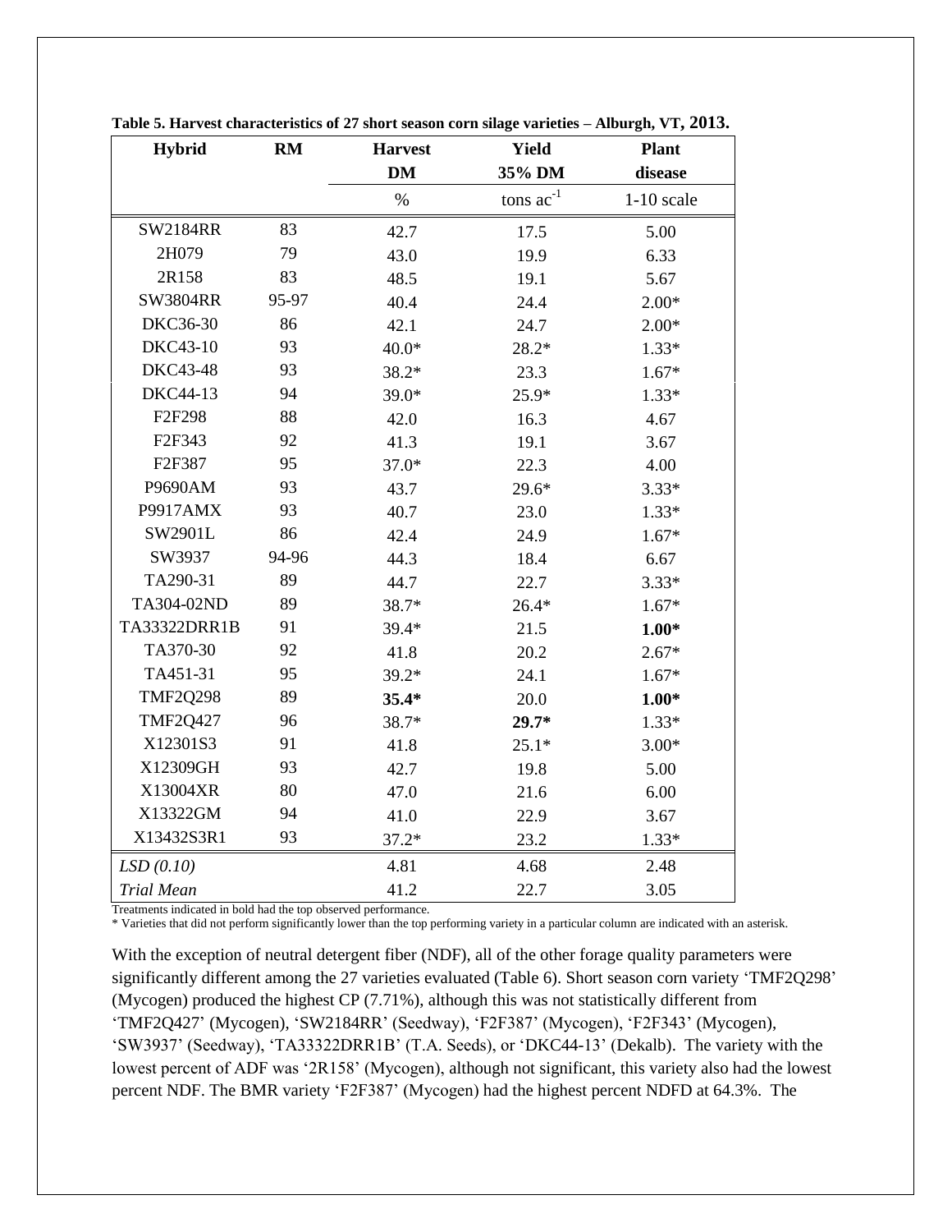**Table 5. Harvest characteristics of 27 short season corn silage varieties – Alburgh, VT, 2013.**

| Hybrid | RM | Harvest DM | Yield 35% DM | Plant disease |
|---|---|---|---|---|
| | | % | tons ac$^{-1}$ | 1-10 scale |
| SW2184RR | 83 | 42.7 | 17.5 | 5.00 |
| 2H079 | 79 | 43.0 | 19.9 | 6.33 |
| 2R158 | 83 | 48.5 | 19.1 | 5.67 |
| SW3804RR | 95-97 | 40.4 | 24.4 | 2.00* |
| DKC36-30 | 86 | 42.1 | 24.7 | 2.00* |
| DKC43-10 | 93 | 40.0* | 28.2* | 1.33* |
| DKC43-48 | 93 | 38.2* | 23.3 | 1.67* |
| DKC44-13 | 94 | 39.0* | 25.9* | 1.33* |
| F2F298 | 88 | 42.0 | 16.3 | 4.67 |
| F2F343 | 92 | 41.3 | 19.1 | 3.67 |
| F2F387 | 95 | 37.0* | 22.3 | 4.00 |
| P9690AM | 93 | 43.7 | 29.6* | 3.33* |
| P9917AMX | 93 | 40.7 | 23.0 | 1.33* |
| SW2901L | 86 | 42.4 | 24.9 | 1.67* |
| SW3937 | 94-96 | 44.3 | 18.4 | 6.67 |
| TA290-31 | 89 | 44.7 | 22.7 | 3.33* |
| TA304-02ND | 89 | 38.7* | 26.4* | 1.67* |
| TA33322DRR1B | 91 | 39.4* | 21.5 | **1.00*** |
| TA370-30 | 92 | 41.8 | 20.2 | 2.67* |
| TA451-31 | 95 | 39.2* | 24.1 | 1.67* |
| TMF2Q298 | 89 | **35.4*** | 20.0 | **1.00*** |
| TMF2Q427 | 96 | 38.7* | **29.7*** | 1.33* |
| X12301S3 | 91 | 41.8 | 25.1* | 3.00* |
| X12309GH | 93 | 42.7 | 19.8 | 5.00 |
| X13004XR | 80 | 47.0 | 21.6 | 6.00 |
| X13322GM | 94 | 41.0 | 22.9 | 3.67 |
| X13432S3R1 | 93 | 37.2* | 23.2 | 1.33* |
| *LSD (0.10)* | | 4.81 | 4.68 | 2.48 |
| *Trial Mean* | | 41.2 | 22.7 | 3.05 |

Treatments indicated in bold had the top observed performance.
* Varieties that did not perform significantly lower than the top performing variety in a particular column are indicated with an asterisk.

With the exception of neutral detergent fiber (NDF), all of the other forage quality parameters were significantly different among the 27 varieties evaluated (Table 6). Short season corn variety 'TMF2Q298' (Mycogen) produced the highest CP (7.71%), although this was not statistically different from 'TMF2Q427' (Mycogen), 'SW2184RR' (Seedway), 'F2F387' (Mycogen), 'F2F343' (Mycogen), 'SW3937' (Seedway), 'TA33322DRR1B' (T.A. Seeds), or 'DKC44-13' (Dekalb). The variety with the lowest percent of ADF was '2R158' (Mycogen), although not significant, this variety also had the lowest percent NDF. The BMR variety 'F2F387' (Mycogen) had the highest percent NDFD at 64.3%. The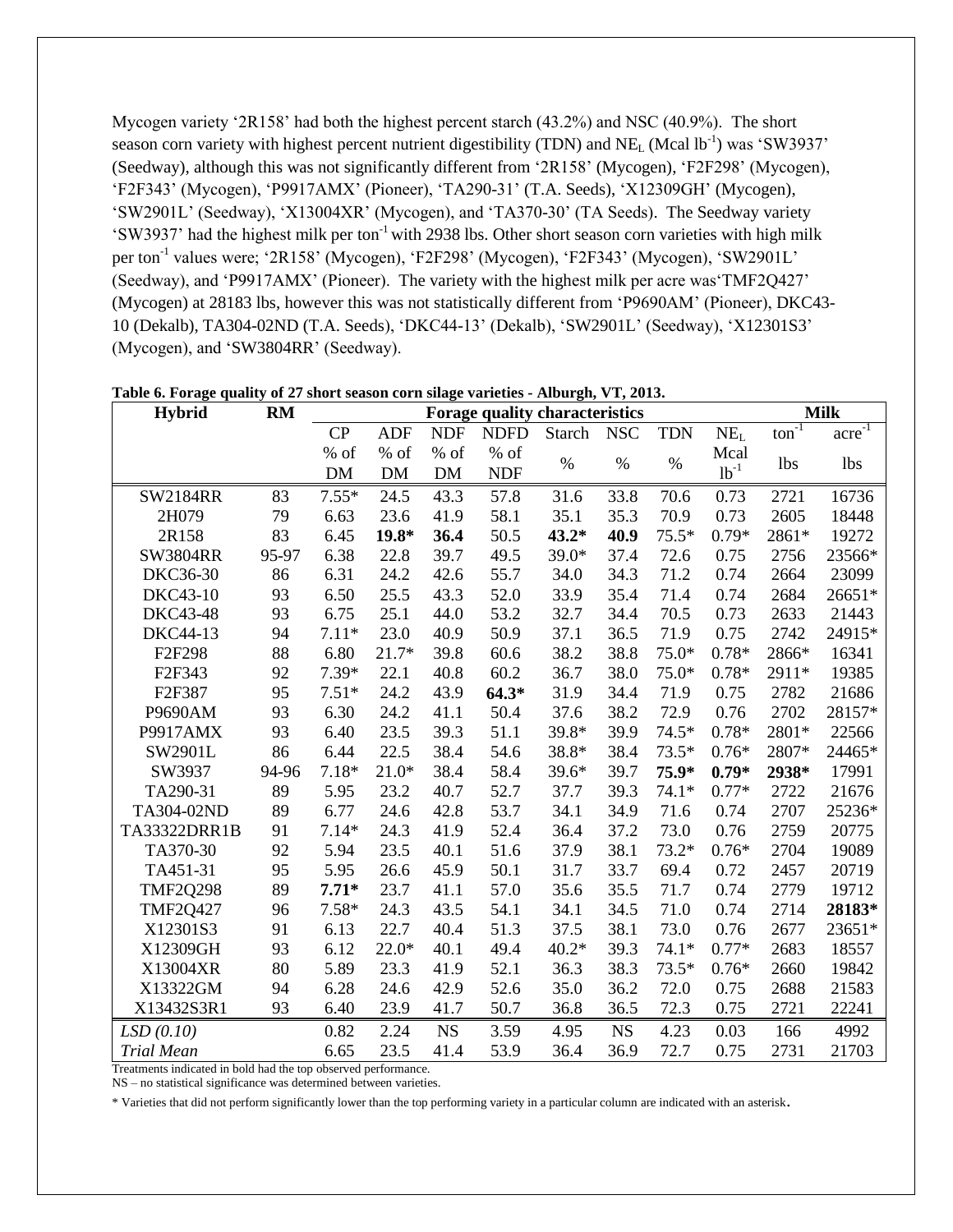Mycogen variety '2R158' had both the highest percent starch (43.2%) and NSC (40.9%). The short season corn variety with highest percent nutrient digestibility (TDN) and $NE_L$ (Mcal $lb^{-1}$) was 'SW3937' (Seedway), although this was not significantly different from '2R158' (Mycogen), 'F2F298' (Mycogen), 'F2F343' (Mycogen), 'P9917AMX' (Pioneer), 'TA290-31' (T.A. Seeds), 'X12309GH' (Mycogen), 'SW2901L' (Seedway), 'X13004XR' (Mycogen), and 'TA370-30' (TA Seeds). The Seedway variety 'SW3937' had the highest milk per $ton^{-1}$ with 2938 lbs. Other short season corn varieties with high milk per $ton^{-1}$ values were; '2R158' (Mycogen), 'F2F298' (Mycogen), 'F2F343' (Mycogen), 'SW2901L' (Seedway), and 'P9917AMX' (Pioneer). The variety with the highest milk per acre was'TMF2Q427' (Mycogen) at 28183 lbs, however this was not statistically different from 'P9690AM' (Pioneer), DKC43-10 (Dekalb), TA304-02ND (T.A. Seeds), 'DKC44-13' (Dekalb), 'SW2901L' (Seedway), 'X12301S3' (Mycogen), and 'SW3804RR' (Seedway).

**Table 6. Forage quality of 27 short season corn silage varieties - Alburgh, VT, 2013.**

| Hybrid | RM | Forage quality characteristics | | | | | | | | Milk | |
|---|---|---|---|---|---|---|---|---|---|---|---|
| | | CP | ADF | NDF | NDFD | Starch | NSC | TDN | $NE_L$ | $ton^{-1}$ | $acre^{-1}$ |
| | | % of DM | % of DM | % of DM | % of NDF | % | % | % | Mcal $lb^{-1}$ | lbs | lbs |
| SW2184RR | 83 | 7.55* | 24.5 | 43.3 | 57.8 | 31.6 | 33.8 | 70.6 | 0.73 | 2721 | 16736 |
| 2H079 | 79 | 6.63 | 23.6 | 41.9 | 58.1 | 35.1 | 35.3 | 70.9 | 0.73 | 2605 | 18448 |
| 2R158 | 83 | 6.45 | **19.8*** | **36.4** | 50.5 | **43.2*** | **40.9** | 75.5* | 0.79* | 2861* | 19272 |
| SW3804RR | 95-97 | 6.38 | 22.8 | 39.7 | 49.5 | 39.0* | 37.4 | 72.6 | 0.75 | 2756 | 23566* |
| DKC36-30 | 86 | 6.31 | 24.2 | 42.6 | 55.7 | 34.0 | 34.3 | 71.2 | 0.74 | 2664 | 23099 |
| DKC43-10 | 93 | 6.50 | 25.5 | 43.3 | 52.0 | 33.9 | 35.4 | 71.4 | 0.74 | 2684 | 26651* |
| DKC43-48 | 93 | 6.75 | 25.1 | 44.0 | 53.2 | 32.7 | 34.4 | 70.5 | 0.73 | 2633 | 21443 |
| DKC44-13 | 94 | 7.11* | 23.0 | 40.9 | 50.9 | 37.1 | 36.5 | 71.9 | 0.75 | 2742 | 24915* |
| F2F298 | 88 | 6.80 | 21.7* | 39.8 | 60.6 | 38.2 | 38.8 | 75.0* | 0.78* | 2866* | 16341 |
| F2F343 | 92 | 7.39* | 22.1 | 40.8 | 60.2 | 36.7 | 38.0 | 75.0* | 0.78* | 2911* | 19385 |
| F2F387 | 95 | 7.51* | 24.2 | 43.9 | **64.3*** | 31.9 | 34.4 | 71.9 | 0.75 | 2782 | 21686 |
| P9690AM | 93 | 6.30 | 24.2 | 41.1 | 50.4 | 37.6 | 38.2 | 72.9 | 0.76 | 2702 | 28157* |
| P9917AMX | 93 | 6.40 | 23.5 | 39.3 | 51.1 | 39.8* | 39.9 | 74.5* | 0.78* | 2801* | 22566 |
| SW2901L | 86 | 6.44 | 22.5 | 38.4 | 54.6 | 38.8* | 38.4 | 73.5* | 0.76* | 2807* | 24465* |
| SW3937 | 94-96 | 7.18* | 21.0* | 38.4 | 58.4 | 39.6* | 39.7 | **75.9*** | **0.79*** | **2938*** | 17991 |
| TA290-31 | 89 | 5.95 | 23.2 | 40.7 | 52.7 | 37.7 | 39.3 | 74.1* | 0.77* | 2722 | 21676 |
| TA304-02ND | 89 | 6.77 | 24.6 | 42.8 | 53.7 | 34.1 | 34.9 | 71.6 | 0.74 | 2707 | 25236* |
| TA33322DRR1B | 91 | 7.14* | 24.3 | 41.9 | 52.4 | 36.4 | 37.2 | 73.0 | 0.76 | 2759 | 20775 |
| TA370-30 | 92 | 5.94 | 23.5 | 40.1 | 51.6 | 37.9 | 38.1 | 73.2* | 0.76* | 2704 | 19089 |
| TA451-31 | 95 | 5.95 | 26.6 | 45.9 | 50.1 | 31.7 | 33.7 | 69.4 | 0.72 | 2457 | 20719 |
| TMF2Q298 | 89 | **7.71*** | 23.7 | 41.1 | 57.0 | 35.6 | 35.5 | 71.7 | 0.74 | 2779 | 19712 |
| TMF2Q427 | 96 | 7.58* | 24.3 | 43.5 | 54.1 | 34.1 | 34.5 | 71.0 | 0.74 | 2714 | **28183*** |
| X12301S3 | 91 | 6.13 | 22.7 | 40.4 | 51.3 | 37.5 | 38.1 | 73.0 | 0.76 | 2677 | 23651* |
| X12309GH | 93 | 6.12 | 22.0* | 40.1 | 49.4 | 40.2* | 39.3 | 74.1* | 0.77* | 2683 | 18557 |
| X13004XR | 80 | 5.89 | 23.3 | 41.9 | 52.1 | 36.3 | 38.3 | 73.5* | 0.76* | 2660 | 19842 |
| X13322GM | 94 | 6.28 | 24.6 | 42.9 | 52.6 | 35.0 | 36.2 | 72.0 | 0.75 | 2688 | 21583 |
| X13432S3R1 | 93 | 6.40 | 23.9 | 41.7 | 50.7 | 36.8 | 36.5 | 72.3 | 0.75 | 2721 | 22241 |
| *LSD (0.10)* | | 0.82 | 2.24 | NS | 3.59 | 4.95 | NS | 4.23 | 0.03 | 166 | 4992 |
| *Trial Mean* | | 6.65 | 23.5 | 41.4 | 53.9 | 36.4 | 36.9 | 72.7 | 0.75 | 2731 | 21703 |

Treatments indicated in bold had the top observed performance.

NS – no statistical significance was determined between varieties.

* Varieties that did not perform significantly lower than the top performing variety in a particular column are indicated with an asterisk.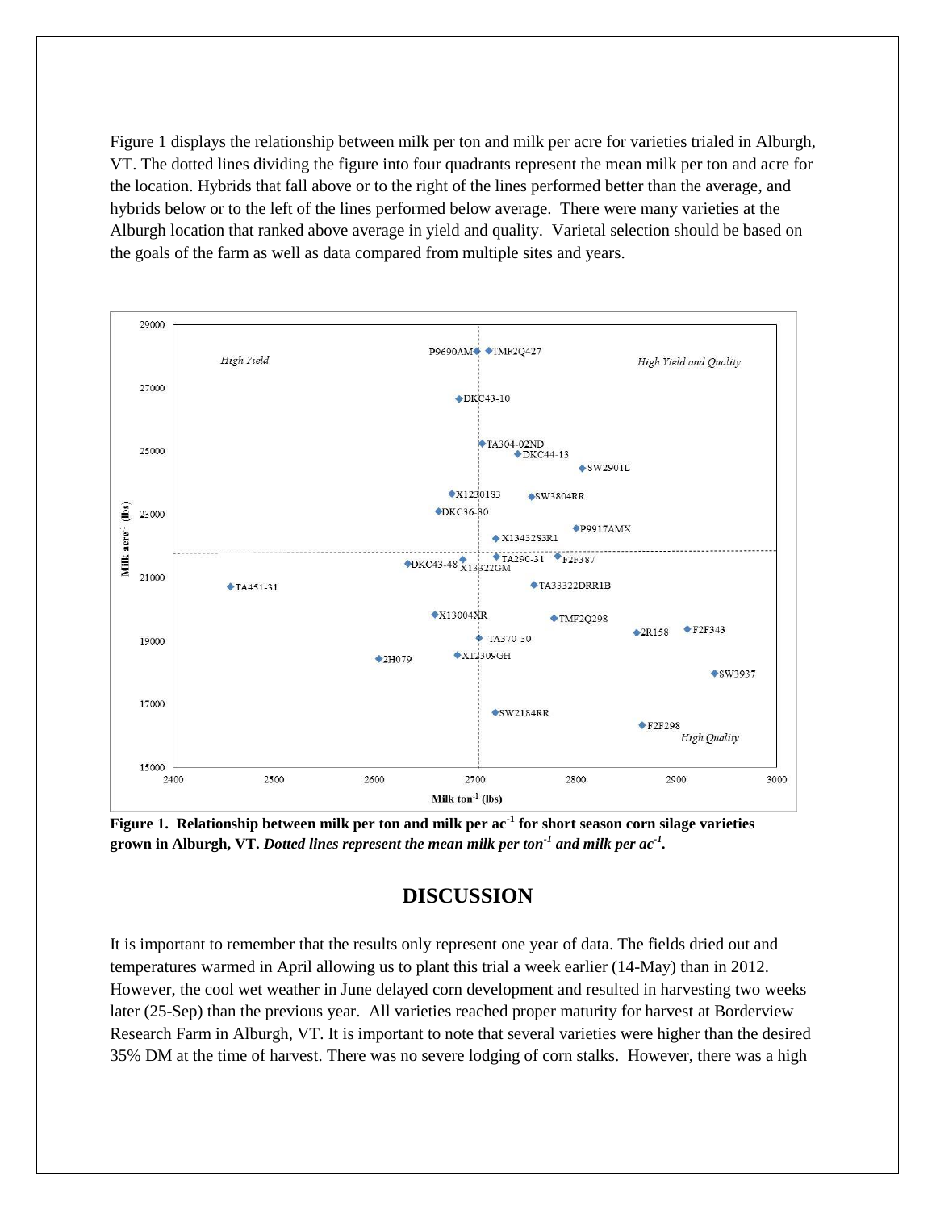Figure 1 displays the relationship between milk per ton and milk per acre for varieties trialed in Alburgh, VT. The dotted lines dividing the figure into four quadrants represent the mean milk per ton and acre for the location. Hybrids that fall above or to the right of the lines performed better than the average, and hybrids below or to the left of the lines performed below average. There were many varieties at the Alburgh location that ranked above average in yield and quality. Varietal selection should be based on the goals of the farm as well as data compared from multiple sites and years.

**Figure 1. Relationship between milk per ton and milk per ac$^{-1}$ for short season corn silage varieties grown in Alburgh, VT.** ***Dotted lines represent the mean milk per ton$^{-1}$ and milk per ac$^{-1}$.***

## DISCUSSION

It is important to remember that the results only represent one year of data. The fields dried out and temperatures warmed in April allowing us to plant this trial a week earlier (14-May) than in 2012. However, the cool wet weather in June delayed corn development and resulted in harvesting two weeks later (25-Sep) than the previous year. All varieties reached proper maturity for harvest at Borderview Research Farm in Alburgh, VT. It is important to note that several varieties were higher than the desired 35% DM at the time of harvest. There was no severe lodging of corn stalks. However, there was a high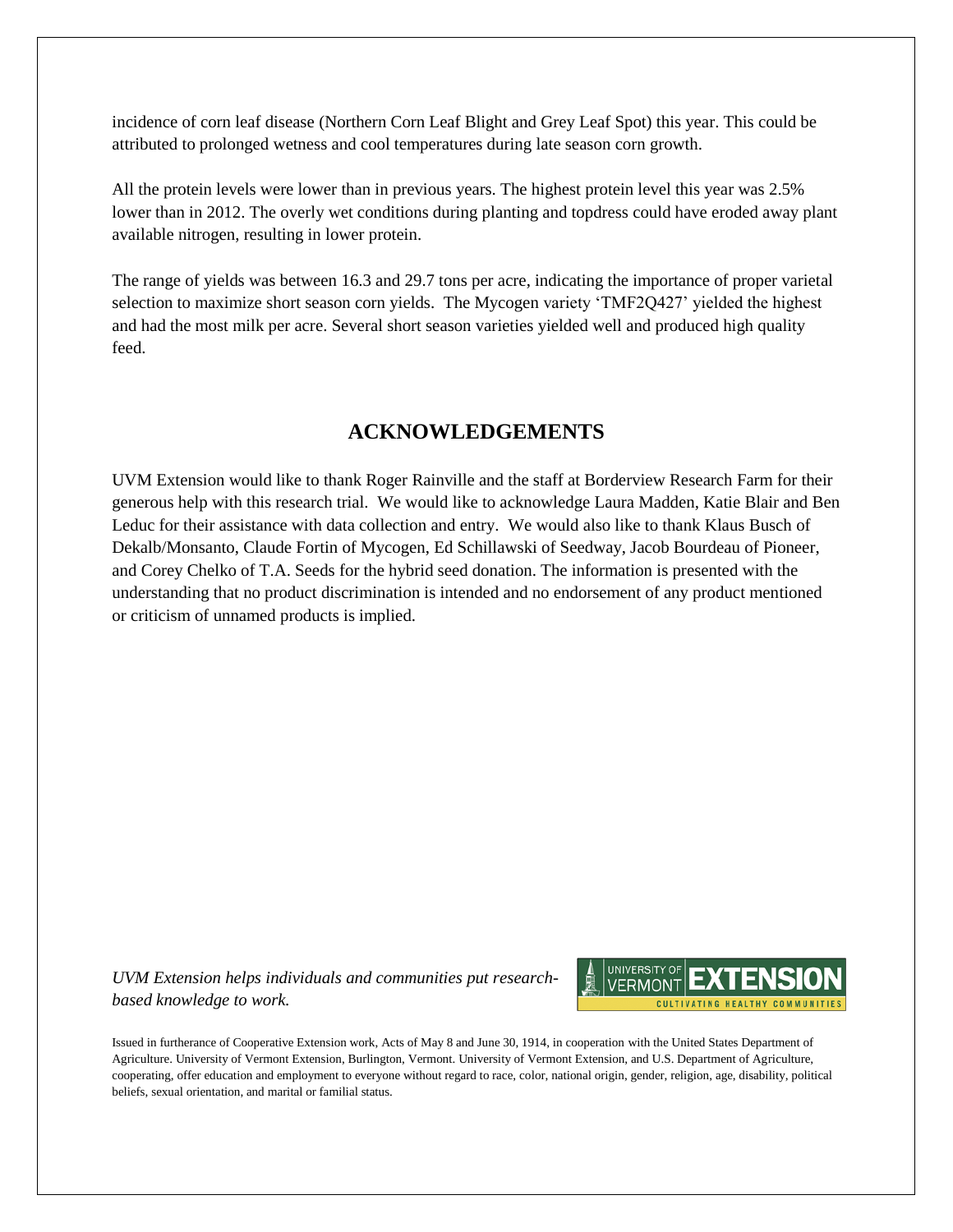incidence of corn leaf disease (Northern Corn Leaf Blight and Grey Leaf Spot) this year. This could be attributed to prolonged wetness and cool temperatures during late season corn growth.

All the protein levels were lower than in previous years. The highest protein level this year was 2.5% lower than in 2012. The overly wet conditions during planting and topdress could have eroded away plant available nitrogen, resulting in lower protein.

The range of yields was between 16.3 and 29.7 tons per acre, indicating the importance of proper varietal selection to maximize short season corn yields. The Mycogen variety 'TMF2Q427' yielded the highest and had the most milk per acre. Several short season varieties yielded well and produced high quality feed.

## ACKNOWLEDGEMENTS

UVM Extension would like to thank Roger Rainville and the staff at Borderview Research Farm for their generous help with this research trial. We would like to acknowledge Laura Madden, Katie Blair and Ben Leduc for their assistance with data collection and entry. We would also like to thank Klaus Busch of Dekalb/Monsanto, Claude Fortin of Mycogen, Ed Schillawski of Seedway, Jacob Bourdeau of Pioneer, and Corey Chelko of T.A. Seeds for the hybrid seed donation. The information is presented with the understanding that no product discrimination is intended and no endorsement of any product mentioned or criticism of unnamed products is implied.

*UVM Extension helps individuals and communities put research-based knowledge to work.*

UNIVERSITY OF VERMONT EXTENSION
CULTIVATING HEALTHY COMMUNITIES

Issued in furtherance of Cooperative Extension work, Acts of May 8 and June 30, 1914, in cooperation with the United States Department of Agriculture. University of Vermont Extension, Burlington, Vermont. University of Vermont Extension, and U.S. Department of Agriculture, cooperating, offer education and employment to everyone without regard to race, color, national origin, gender, religion, age, disability, political beliefs, sexual orientation, and marital or familial status.